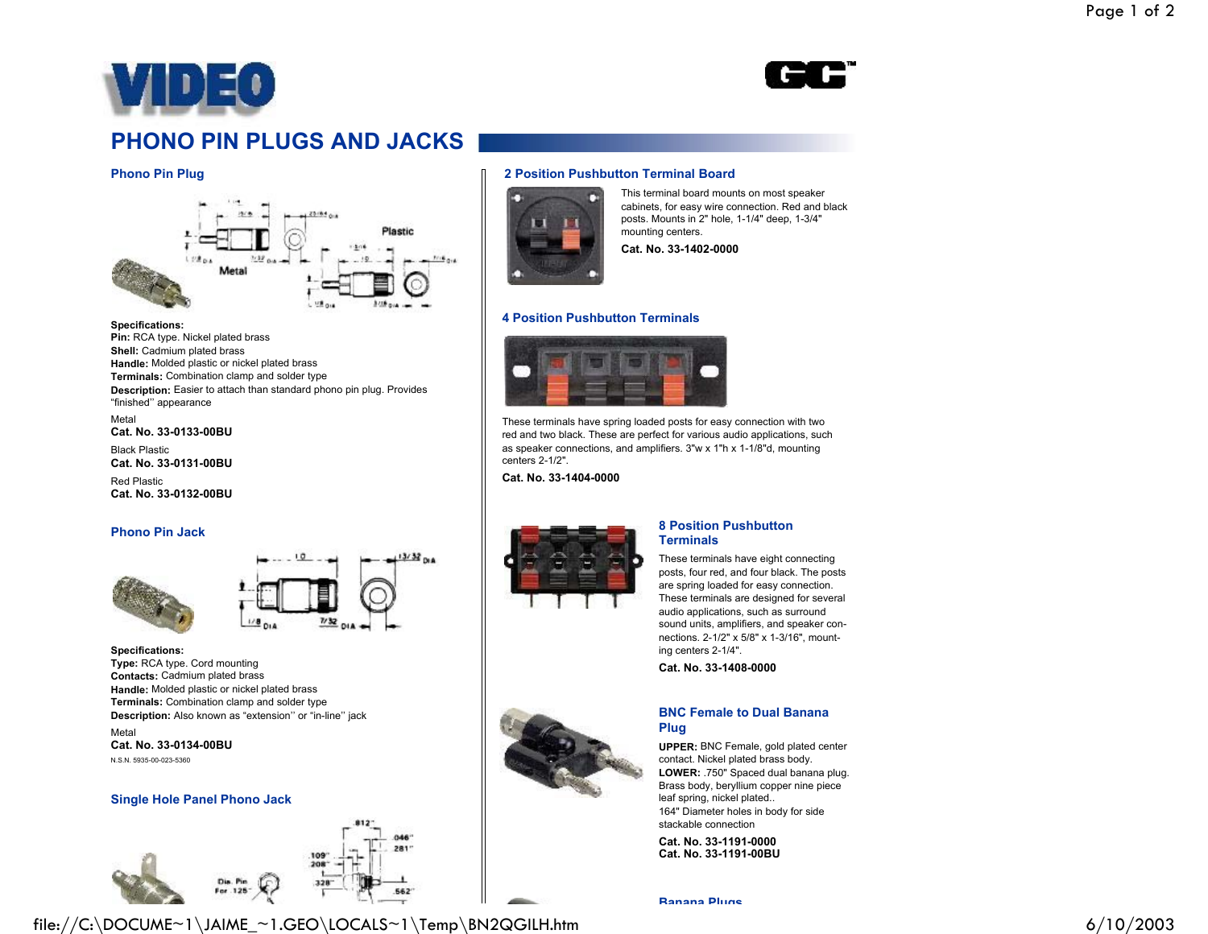# VIDEO

## PHONO PIN PLUGS AND JACKS

### Phono Pin Plug

**Specifications:**
**Pin:** RCA type. Nickel plated brass
**Shell:** Cadmium plated brass
**Handle:** Molded plastic or nickel plated brass
**Terminals:** Combination clamp and solder type
**Description:** Easier to attach than standard phono pin plug. Provides "finished" appearance

Metal
**Cat. No. 33-0133-00BU**

Black Plastic
**Cat. No. 33-0131-00BU**

Red Plastic
**Cat. No. 33-0132-00BU**

### Phono Pin Jack

**Specifications:**
**Type:** RCA type. Cord mounting
**Contacts:** Cadmium plated brass
**Handle:** Molded plastic or nickel plated brass
**Terminals:** Combination clamp and solder type
**Description:** Also known as "extension" or "in-line" jack

Metal
**Cat. No. 33-0134-00BU**
N.S.N. 5935-00-023-5360

### Single Hole Panel Phono Jack

### 2 Position Pushbutton Terminal Board

This terminal board mounts on most speaker cabinets, for easy wire connection. Red and black posts. Mounts in 2" hole, 1-1/4" deep, 1-3/4" mounting centers.

**Cat. No. 33-1402-0000**

### 4 Position Pushbutton Terminals

These terminals have spring loaded posts for easy connection with two red and two black. These are perfect for various audio applications, such as speaker connections, and amplifiers. 3"w x 1"h x 1-1/8"d, mounting centers 2-1/2".

**Cat. No. 33-1404-0000**

### 8 Position Pushbutton Terminals

These terminals have eight connecting posts, four red, and four black. The posts are spring loaded for easy connection. These terminals are designed for several audio applications, such as surround sound units, amplifiers, and speaker connections. 2-1/2" x 5/8" x 1-3/16", mounting centers 2-1/4".

**Cat. No. 33-1408-0000**

### BNC Female to Dual Banana Plug

**UPPER:** BNC Female, gold plated center contact. Nickel plated brass body.
**LOWER:** .750" Spaced dual banana plug. Brass body, beryllium copper nine piece leaf spring, nickel plated..
164" Diameter holes in body for side stackable connection

**Cat. No. 33-1191-0000**
**Cat. No. 33-1191-00BU**

### Banana Plugs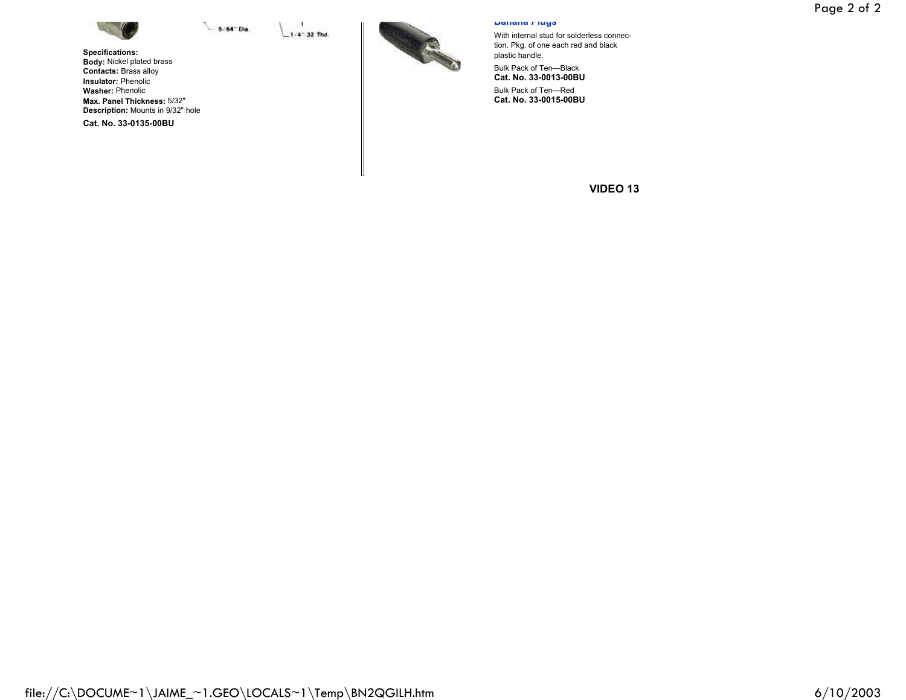5/64" Dia.

1/4"-32 Thd.

**Specifications:**
**Body:** Nickel plated brass
**Contacts:** Brass alloy
**Insulator:** Phenolic
**Washer:** Phenolic
**Max. Panel Thickness:** 5/32"
**Description:** Mounts in 9/32" hole

**Cat. No. 33-0135-00BU**

### Banana Plugs

With internal stud for solderless connection. Pkg. of one each red and black plastic handle.

Bulk Pack of Ten—Black
**Cat. No. 33-0013-00BU**

Bulk Pack of Ten—Red
**Cat. No. 33-0015-00BU**

**VIDEO 13**